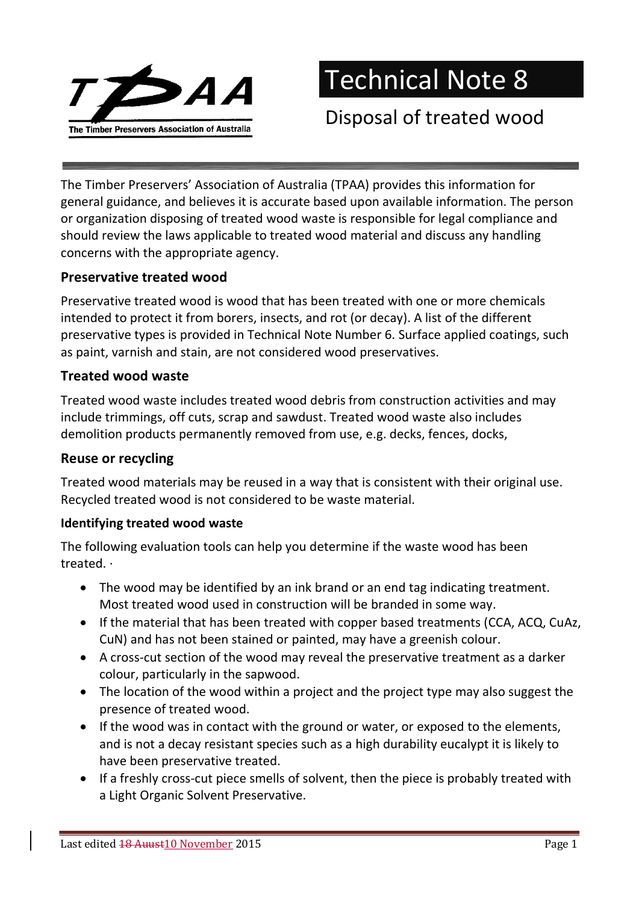# Technical Note 8

## Disposal of treated wood

The Timber Preservers' Association of Australia (TPAA) provides this information for general guidance, and believes it is accurate based upon available information. The person or organization disposing of treated wood waste is responsible for legal compliance and should review the laws applicable to treated wood material and discuss any handling concerns with the appropriate agency.

### Preservative treated wood

Preservative treated wood is wood that has been treated with one or more chemicals intended to protect it from borers, insects, and rot (or decay). A list of the different preservative types is provided in Technical Note Number 6. Surface applied coatings, such as paint, varnish and stain, are not considered wood preservatives.

### Treated wood waste

Treated wood waste includes treated wood debris from construction activities and may include trimmings, off cuts, scrap and sawdust. Treated wood waste also includes demolition products permanently removed from use, e.g. decks, fences, docks,

### Reuse or recycling

Treated wood materials may be reused in a way that is consistent with their original use. Recycled treated wood is not considered to be waste material.

#### Identifying treated wood waste

The following evaluation tools can help you determine if the waste wood has been treated. ·

- The wood may be identified by an ink brand or an end tag indicating treatment. Most treated wood used in construction will be branded in some way.
- If the material that has been treated with copper based treatments (CCA, ACQ, CuAz, CuN) and has not been stained or painted, may have a greenish colour.
- A cross-cut section of the wood may reveal the preservative treatment as a darker colour, particularly in the sapwood.
- The location of the wood within a project and the project type may also suggest the presence of treated wood.
- If the wood was in contact with the ground or water, or exposed to the elements, and is not a decay resistant species such as a high durability eucalypt it is likely to have been preservative treated.
- If a freshly cross-cut piece smells of solvent, then the piece is probably treated with a Light Organic Solvent Preservative.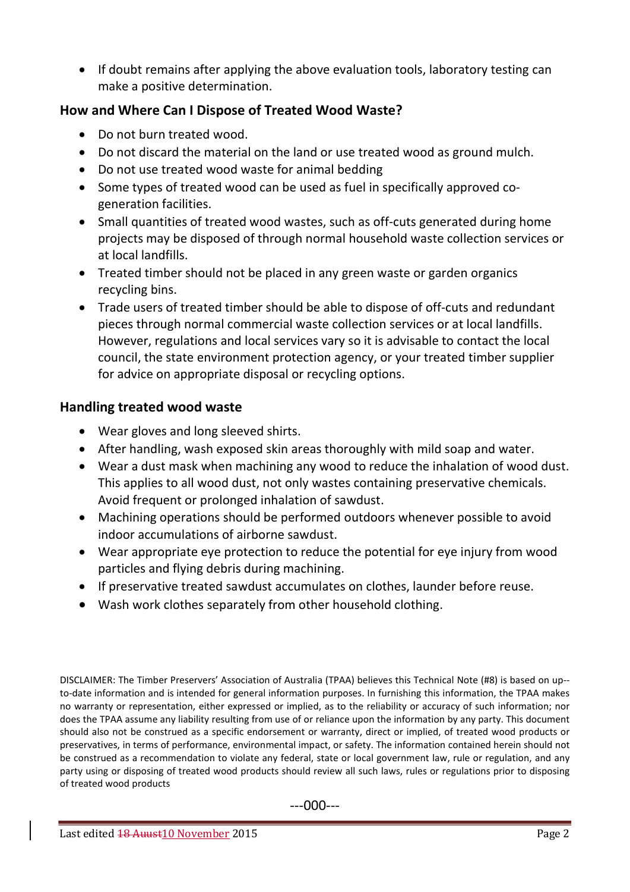- If doubt remains after applying the above evaluation tools, laboratory testing can make a positive determination.

## How and Where Can I Dispose of Treated Wood Waste?

- Do not burn treated wood.
- Do not discard the material on the land or use treated wood as ground mulch.
- Do not use treated wood waste for animal bedding
- Some types of treated wood can be used as fuel in specifically approved co-generation facilities.
- Small quantities of treated wood wastes, such as off-cuts generated during home projects may be disposed of through normal household waste collection services or at local landfills.
- Treated timber should not be placed in any green waste or garden organics recycling bins.
- Trade users of treated timber should be able to dispose of off-cuts and redundant pieces through normal commercial waste collection services or at local landfills. However, regulations and local services vary so it is advisable to contact the local council, the state environment protection agency, or your treated timber supplier for advice on appropriate disposal or recycling options.

## Handling treated wood waste

- Wear gloves and long sleeved shirts.
- After handling, wash exposed skin areas thoroughly with mild soap and water.
- Wear a dust mask when machining any wood to reduce the inhalation of wood dust. This applies to all wood dust, not only wastes containing preservative chemicals. Avoid frequent or prolonged inhalation of sawdust.
- Machining operations should be performed outdoors whenever possible to avoid indoor accumulations of airborne sawdust.
- Wear appropriate eye protection to reduce the potential for eye injury from wood particles and flying debris during machining.
- If preservative treated sawdust accumulates on clothes, launder before reuse.
- Wash work clothes separately from other household clothing.

DISCLAIMER: The Timber Preservers' Association of Australia (TPAA) believes this Technical Note (#8) is based on up--to-date information and is intended for general information purposes. In furnishing this information, the TPAA makes no warranty or representation, either expressed or implied, as to the reliability or accuracy of such information; nor does the TPAA assume any liability resulting from use of or reliance upon the information by any party. This document should also not be construed as a specific endorsement or warranty, direct or implied, of treated wood products or preservatives, in terms of performance, environmental impact, or safety. The information contained herein should not be construed as a recommendation to violate any federal, state or local government law, rule or regulation, and any party using or disposing of treated wood products should review all such laws, rules or regulations prior to disposing of treated wood products

---000---

Last edited ~~18 Auust~~10 November 2015